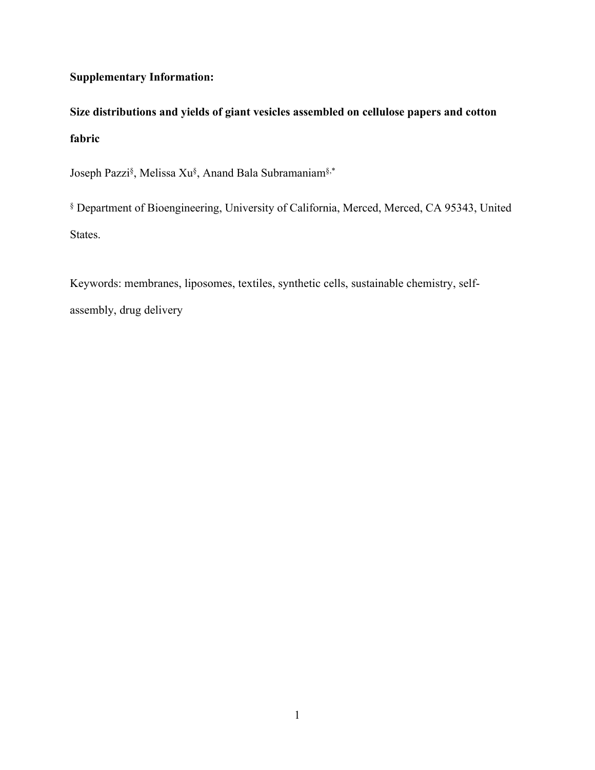**Supplementary Information:**

# Size distributions and yields of giant vesicles assembled on cellulose papers and cotton fabric

Joseph Pazzi[§], Melissa Xu[§], Anand Bala Subramaniam[§,*]

[§] Department of Bioengineering, University of California, Merced, Merced, CA 95343, United States.

Keywords: membranes, liposomes, textiles, synthetic cells, sustainable chemistry, self-assembly, drug delivery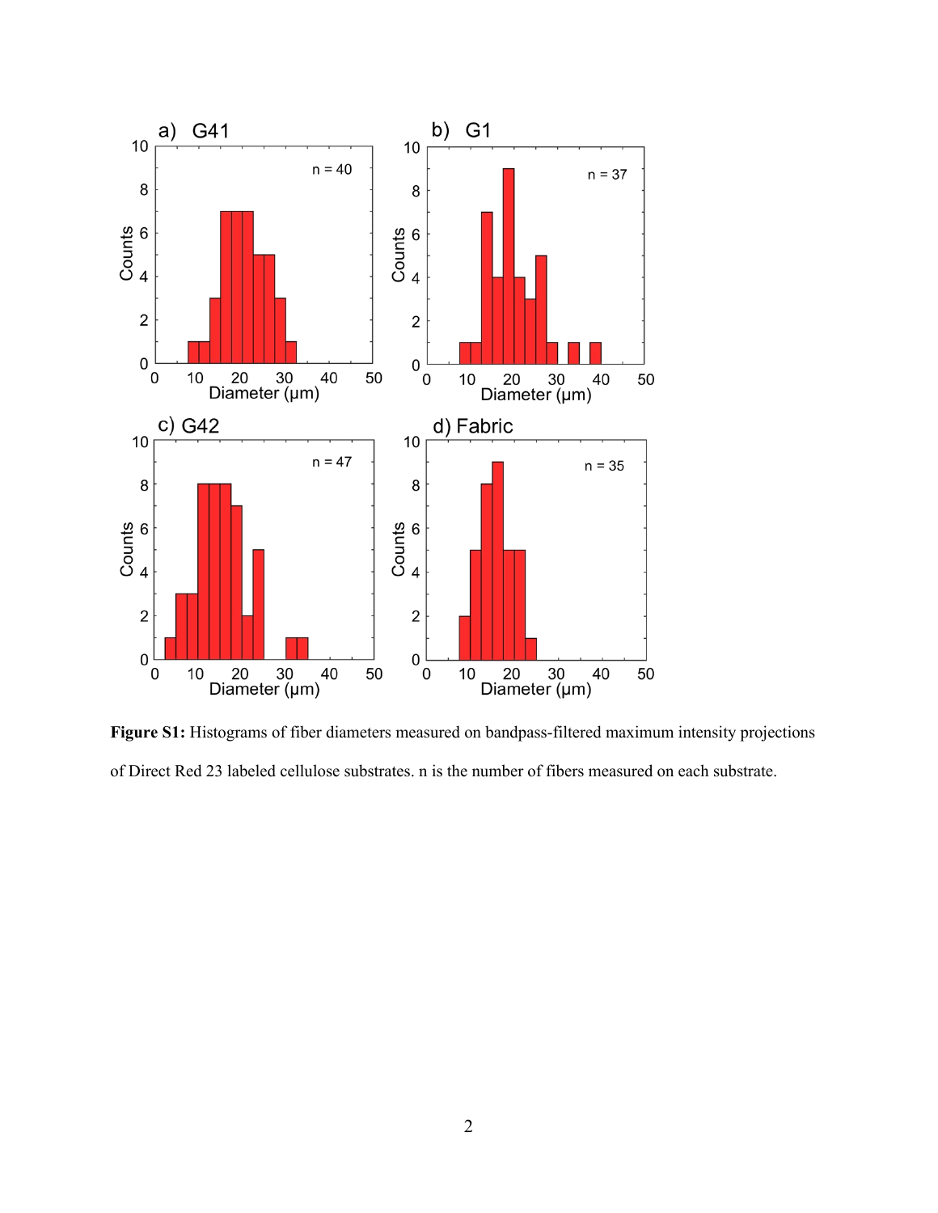**Figure S1:** Histograms of fiber diameters measured on bandpass-filtered maximum intensity projections of Direct Red 23 labeled cellulose substrates. n is the number of fibers measured on each substrate.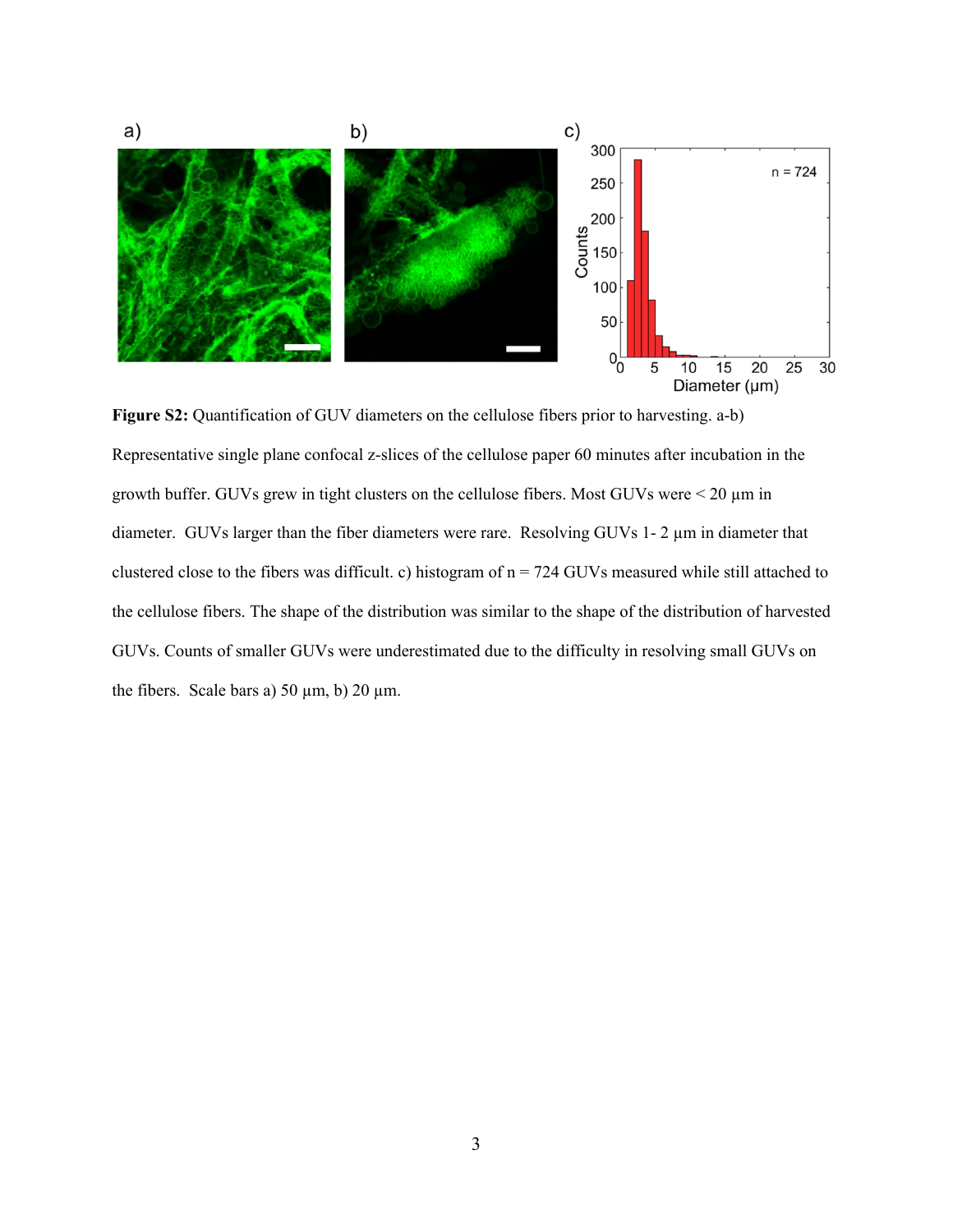a)

b)

c)

300
250
200
150
100
50
0
Counts

n = 724

0 5 10 15 20 25 30
Diameter (µm)

**Figure S2:** Quantification of GUV diameters on the cellulose fibers prior to harvesting. a-b) Representative single plane confocal z-slices of the cellulose paper 60 minutes after incubation in the growth buffer. GUVs grew in tight clusters on the cellulose fibers. Most GUVs were < 20 µm in diameter. GUVs larger than the fiber diameters were rare. Resolving GUVs 1- 2 µm in diameter that clustered close to the fibers was difficult. c) histogram of n = 724 GUVs measured while still attached to the cellulose fibers. The shape of the distribution was similar to the shape of the distribution of harvested GUVs. Counts of smaller GUVs were underestimated due to the difficulty in resolving small GUVs on the fibers. Scale bars a) 50 µm, b) 20 µm.